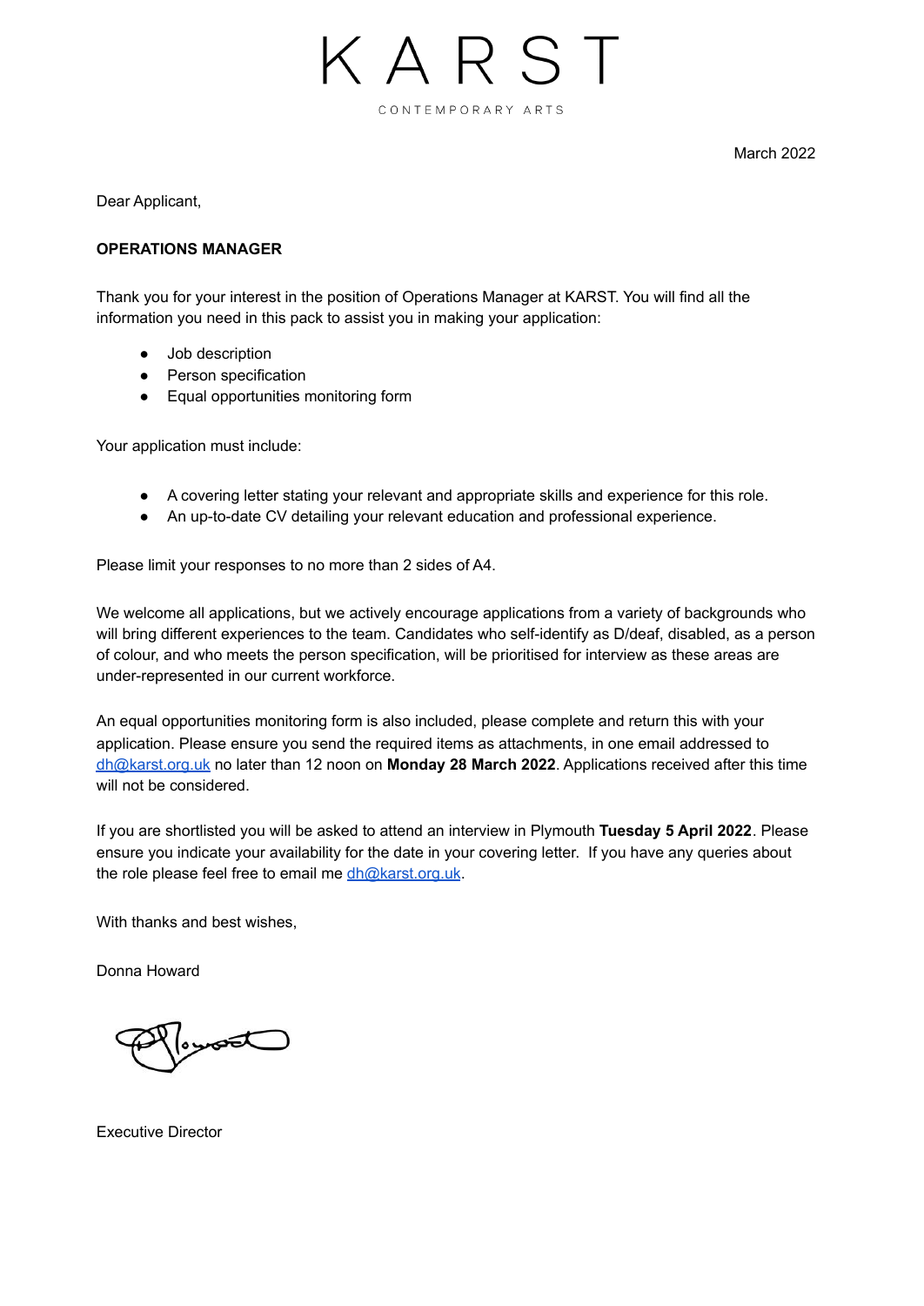# KARST

CONTEMPORARY ARTS

March 2022

Dear Applicant,

**OPERATIONS MANAGER**

Thank you for your interest in the position of Operations Manager at KARST. You will find all the information you need in this pack to assist you in making your application:

- Job description
- Person specification
- Equal opportunities monitoring form

Your application must include:

- A covering letter stating your relevant and appropriate skills and experience for this role.
- An up-to-date CV detailing your relevant education and professional experience.

Please limit your responses to no more than 2 sides of A4.

We welcome all applications, but we actively encourage applications from a variety of backgrounds who will bring different experiences to the team. Candidates who self-identify as D/deaf, disabled, as a person of colour, and who meets the person specification, will be prioritised for interview as these areas are under-represented in our current workforce.

An equal opportunities monitoring form is also included, please complete and return this with your application. Please ensure you send the required items as attachments, in one email addressed to dh@karst.org.uk no later than 12 noon on **Monday 28 March 2022**. Applications received after this time will not be considered.

If you are shortlisted you will be asked to attend an interview in Plymouth **Tuesday 5 April 2022**. Please ensure you indicate your availability for the date in your covering letter. If you have any queries about the role please feel free to email me dh@karst.org.uk.

With thanks and best wishes,

Donna Howard

Executive Director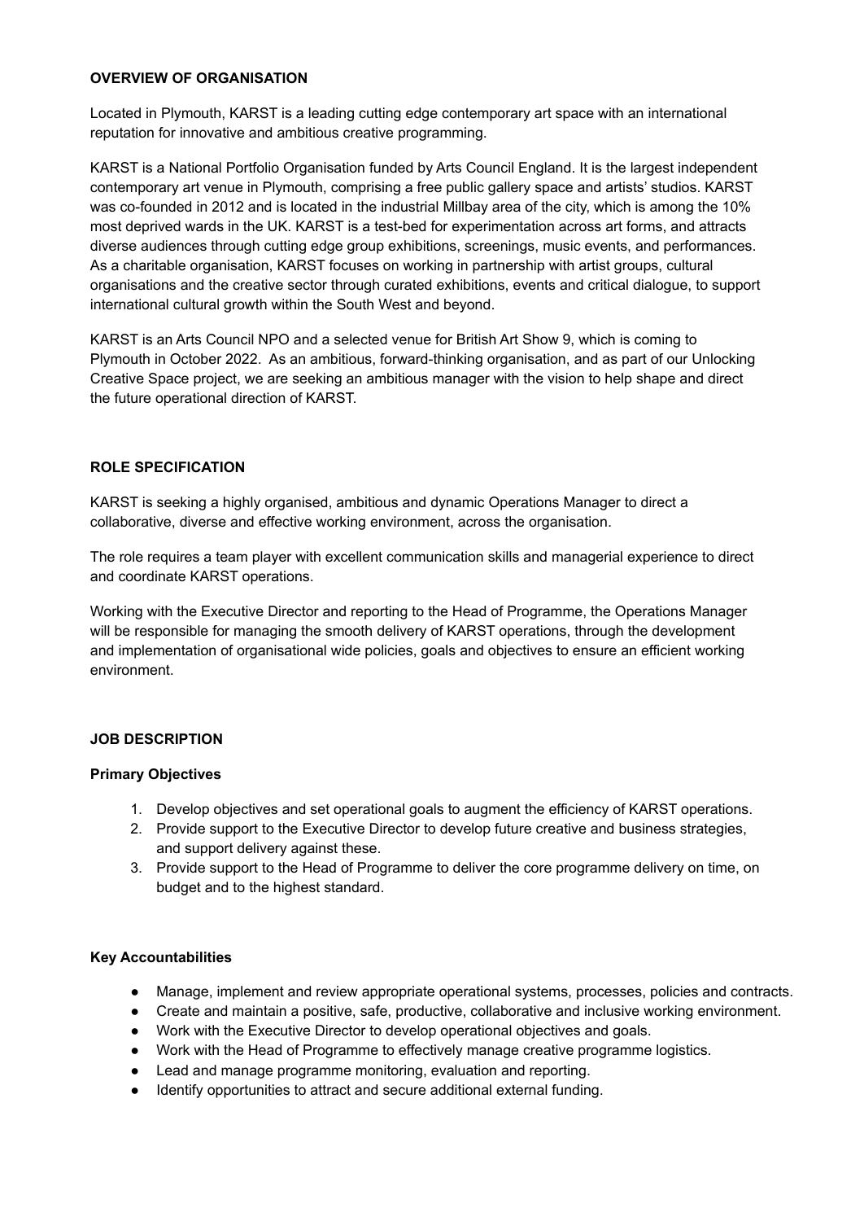**OVERVIEW OF ORGANISATION**

Located in Plymouth, KARST is a leading cutting edge contemporary art space with an international reputation for innovative and ambitious creative programming.

KARST is a National Portfolio Organisation funded by Arts Council England. It is the largest independent contemporary art venue in Plymouth, comprising a free public gallery space and artists' studios. KARST was co-founded in 2012 and is located in the industrial Millbay area of the city, which is among the 10% most deprived wards in the UK. KARST is a test-bed for experimentation across art forms, and attracts diverse audiences through cutting edge group exhibitions, screenings, music events, and performances. As a charitable organisation, KARST focuses on working in partnership with artist groups, cultural organisations and the creative sector through curated exhibitions, events and critical dialogue, to support international cultural growth within the South West and beyond.

KARST is an Arts Council NPO and a selected venue for British Art Show 9, which is coming to Plymouth in October 2022. As an ambitious, forward-thinking organisation, and as part of our Unlocking Creative Space project, we are seeking an ambitious manager with the vision to help shape and direct the future operational direction of KARST.

**ROLE SPECIFICATION**

KARST is seeking a highly organised, ambitious and dynamic Operations Manager to direct a collaborative, diverse and effective working environment, across the organisation.

The role requires a team player with excellent communication skills and managerial experience to direct and coordinate KARST operations.

Working with the Executive Director and reporting to the Head of Programme, the Operations Manager will be responsible for managing the smooth delivery of KARST operations, through the development and implementation of organisational wide policies, goals and objectives to ensure an efficient working environment.

**JOB DESCRIPTION**

**Primary Objectives**

1. Develop objectives and set operational goals to augment the efficiency of KARST operations.
2. Provide support to the Executive Director to develop future creative and business strategies, and support delivery against these.
3. Provide support to the Head of Programme to deliver the core programme delivery on time, on budget and to the highest standard.

**Key Accountabilities**

- Manage, implement and review appropriate operational systems, processes, policies and contracts.
- Create and maintain a positive, safe, productive, collaborative and inclusive working environment.
- Work with the Executive Director to develop operational objectives and goals.
- Work with the Head of Programme to effectively manage creative programme logistics.
- Lead and manage programme monitoring, evaluation and reporting.
- Identify opportunities to attract and secure additional external funding.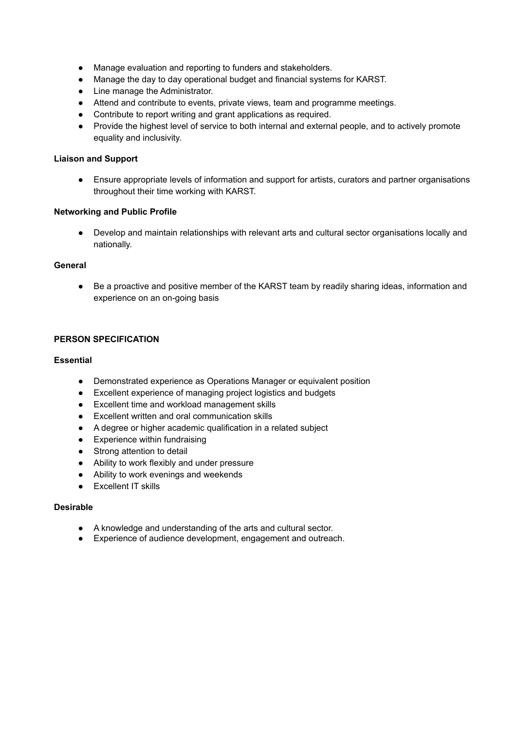- Manage evaluation and reporting to funders and stakeholders.
- Manage the day to day operational budget and financial systems for KARST.
- Line manage the Administrator.
- Attend and contribute to events, private views, team and programme meetings.
- Contribute to report writing and grant applications as required.
- Provide the highest level of service to both internal and external people, and to actively promote equality and inclusivity.

**Liaison and Support**

- Ensure appropriate levels of information and support for artists, curators and partner organisations throughout their time working with KARST.

**Networking and Public Profile**

- Develop and maintain relationships with relevant arts and cultural sector organisations locally and nationally.

**General**

- Be a proactive and positive member of the KARST team by readily sharing ideas, information and experience on an on-going basis

**PERSON SPECIFICATION**

**Essential**

- Demonstrated experience as Operations Manager or equivalent position
- Excellent experience of managing project logistics and budgets
- Excellent time and workload management skills
- Excellent written and oral communication skills
- A degree or higher academic qualification in a related subject
- Experience within fundraising
- Strong attention to detail
- Ability to work flexibly and under pressure
- Ability to work evenings and weekends
- Excellent IT skills

**Desirable**

- A knowledge and understanding of the arts and cultural sector.
- Experience of audience development, engagement and outreach.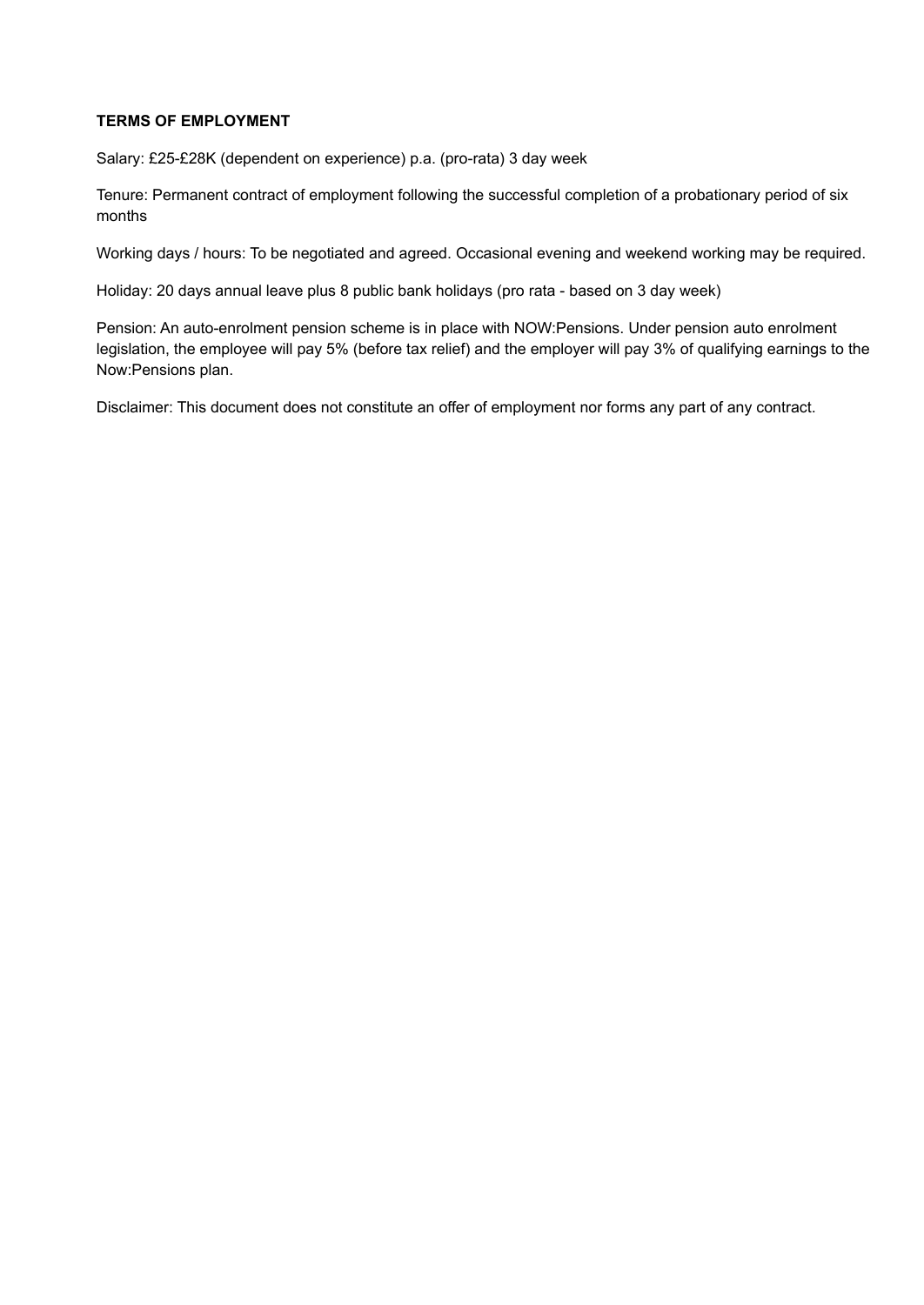**TERMS OF EMPLOYMENT**

Salary: £25-£28K (dependent on experience) p.a. (pro-rata) 3 day week

Tenure: Permanent contract of employment following the successful completion of a probationary period of six months

Working days / hours: To be negotiated and agreed. Occasional evening and weekend working may be required.

Holiday: 20 days annual leave plus 8 public bank holidays (pro rata - based on 3 day week)

Pension: An auto-enrolment pension scheme is in place with NOW:Pensions. Under pension auto enrolment legislation, the employee will pay 5% (before tax relief) and the employer will pay 3% of qualifying earnings to the Now:Pensions plan.

Disclaimer: This document does not constitute an offer of employment nor forms any part of any contract.